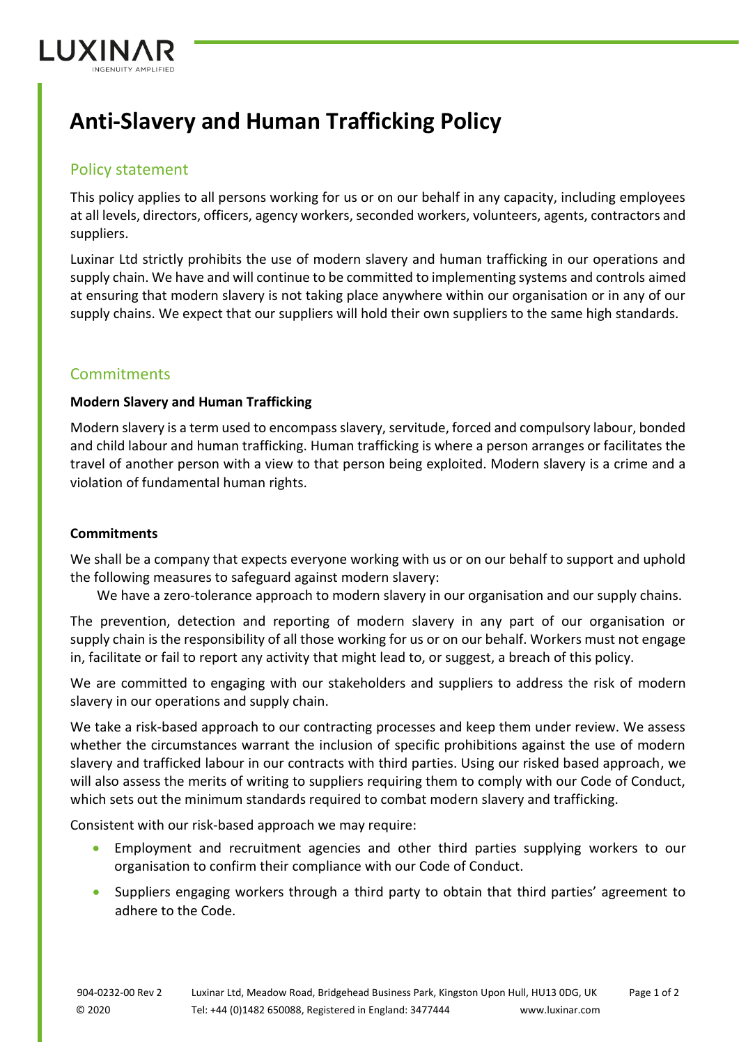# Anti-Slavery and Human Trafficking Policy

## Policy statement

This policy applies to all persons working for us or on our behalf in any capacity, including employees at all levels, directors, officers, agency workers, seconded workers, volunteers, agents, contractors and suppliers.

Luxinar Ltd strictly prohibits the use of modern slavery and human trafficking in our operations and supply chain. We have and will continue to be committed to implementing systems and controls aimed at ensuring that modern slavery is not taking place anywhere within our organisation or in any of our supply chains. We expect that our suppliers will hold their own suppliers to the same high standards.

## Commitments

**Modern Slavery and Human Trafficking**

Modern slavery is a term used to encompass slavery, servitude, forced and compulsory labour, bonded and child labour and human trafficking. Human trafficking is where a person arranges or facilitates the travel of another person with a view to that person being exploited. Modern slavery is a crime and a violation of fundamental human rights.

**Commitments**

We shall be a company that expects everyone working with us or on our behalf to support and uphold the following measures to safeguard against modern slavery:

We have a zero-tolerance approach to modern slavery in our organisation and our supply chains.

The prevention, detection and reporting of modern slavery in any part of our organisation or supply chain is the responsibility of all those working for us or on our behalf. Workers must not engage in, facilitate or fail to report any activity that might lead to, or suggest, a breach of this policy.

We are committed to engaging with our stakeholders and suppliers to address the risk of modern slavery in our operations and supply chain.

We take a risk-based approach to our contracting processes and keep them under review. We assess whether the circumstances warrant the inclusion of specific prohibitions against the use of modern slavery and trafficked labour in our contracts with third parties. Using our risked based approach, we will also assess the merits of writing to suppliers requiring them to comply with our Code of Conduct, which sets out the minimum standards required to combat modern slavery and trafficking.

Consistent with our risk-based approach we may require:

- Employment and recruitment agencies and other third parties supplying workers to our organisation to confirm their compliance with our Code of Conduct.
- Suppliers engaging workers through a third party to obtain that third parties' agreement to adhere to the Code.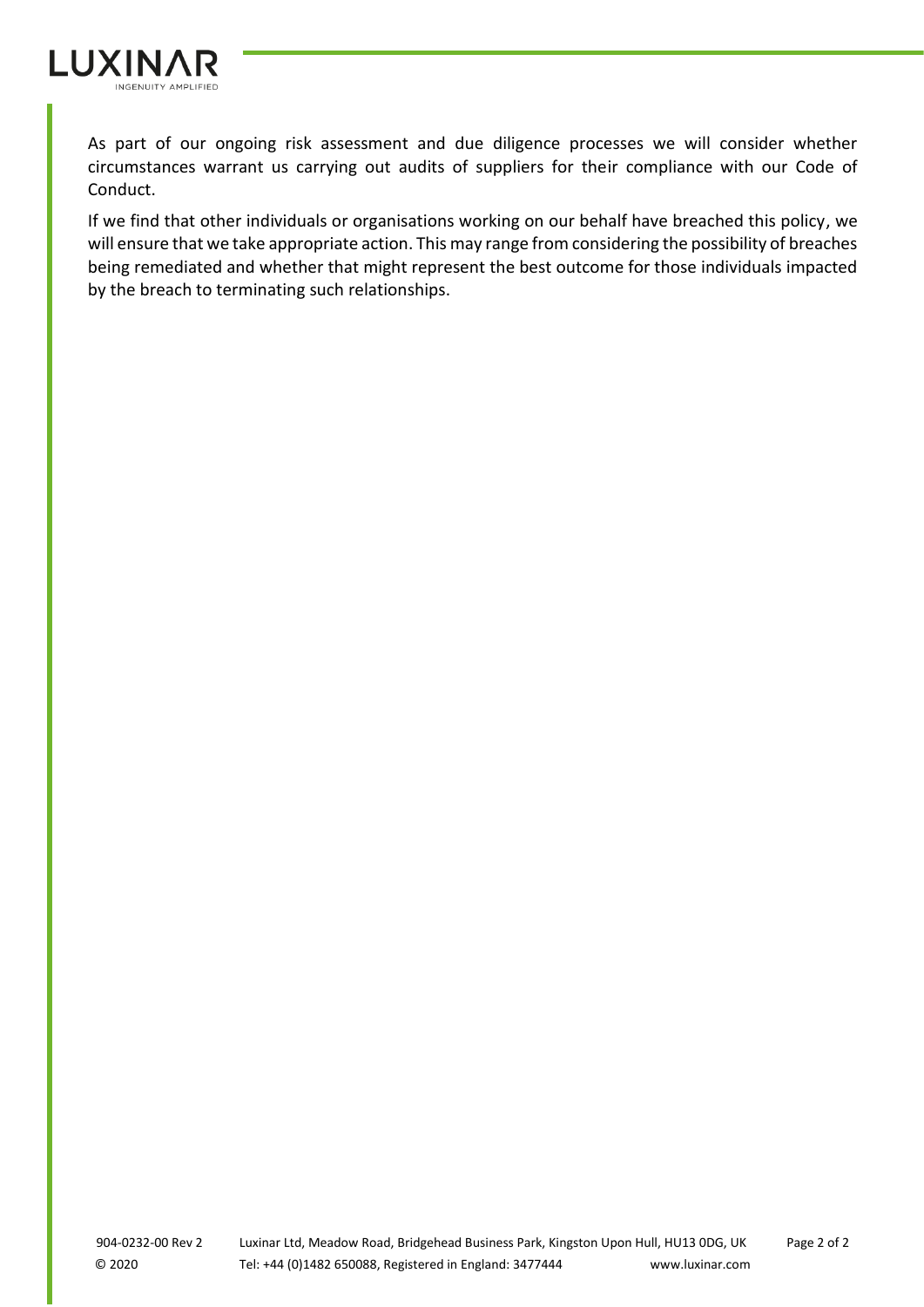As part of our ongoing risk assessment and due diligence processes we will consider whether circumstances warrant us carrying out audits of suppliers for their compliance with our Code of Conduct.

If we find that other individuals or organisations working on our behalf have breached this policy, we will ensure that we take appropriate action. This may range from considering the possibility of breaches being remediated and whether that might represent the best outcome for those individuals impacted by the breach to terminating such relationships.